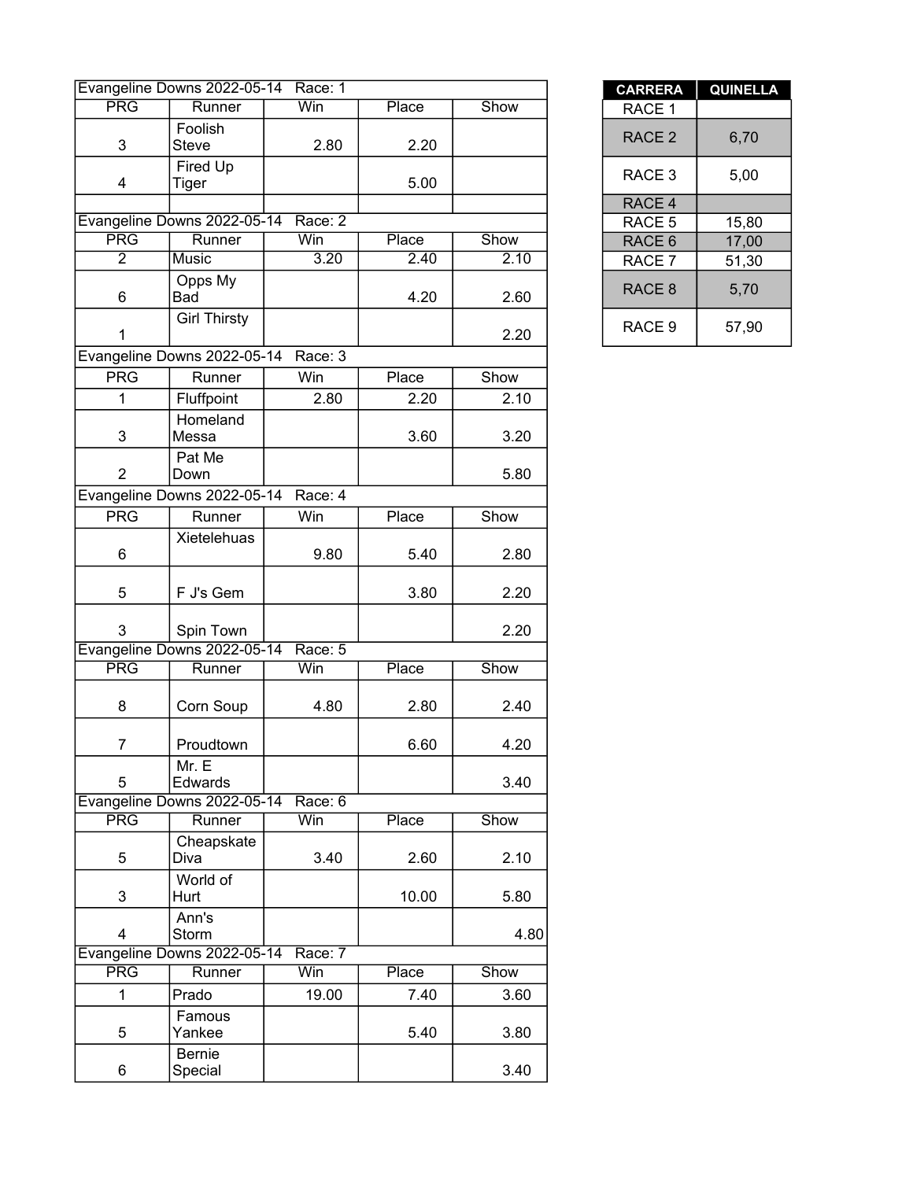| Evangeline Downs 2022-05-14 Race: 1 | | | | |
|---|---|---|---|---|
| PRG | Runner | Win | Place | Show |
| 3 | Foolish Steve | 2.80 | 2.20 | |
| 4 | Fired Up Tiger | | 5.00 | |
| | | | | |

| Evangeline Downs 2022-05-14 Race: 2 | | | | |
|---|---|---|---|---|
| PRG | Runner | Win | Place | Show |
| 2 | Music | 3.20 | 2.40 | 2.10 |
| 6 | Opps My Bad | | 4.20 | 2.60 |
| 1 | Girl Thirsty | | | 2.20 |

| Evangeline Downs 2022-05-14 Race: 3 | | | | |
|---|---|---|---|---|
| PRG | Runner | Win | Place | Show |
| 1 | Fluffpoint | 2.80 | 2.20 | 2.10 |
| 3 | Homeland Messa | | 3.60 | 3.20 |
| 2 | Pat Me Down | | | 5.80 |

| Evangeline Downs 2022-05-14 Race: 4 | | | | |
|---|---|---|---|---|
| PRG | Runner | Win | Place | Show |
| 6 | Xietelehuas | 9.80 | 5.40 | 2.80 |
| 5 | F J's Gem | | 3.80 | 2.20 |
| 3 | Spin Town | | | 2.20 |

| Evangeline Downs 2022-05-14 Race: 5 | | | | |
|---|---|---|---|---|
| PRG | Runner | Win | Place | Show |
| 8 | Corn Soup | 4.80 | 2.80 | 2.40 |
| 7 | Proudtown | | 6.60 | 4.20 |
| 5 | Mr. E Edwards | | | 3.40 |

| Evangeline Downs 2022-05-14 Race: 6 | | | | |
|---|---|---|---|---|
| PRG | Runner | Win | Place | Show |
| 5 | Cheapskate Diva | 3.40 | 2.60 | 2.10 |
| 3 | World of Hurt | | 10.00 | 5.80 |
| 4 | Ann's Storm | | | 4.80 |

| Evangeline Downs 2022-05-14 Race: 7 | | | | |
|---|---|---|---|---|
| PRG | Runner | Win | Place | Show |
| 1 | Prado | 19.00 | 7.40 | 3.60 |
| 5 | Famous Yankee | | 5.40 | 3.80 |
| 6 | Bernie Special | | | 3.40 |

| CARRERA | QUINELLA |
|---|---|
| RACE 1 | |
| RACE 2 | 6,70 |
| RACE 3 | 5,00 |
| RACE 4 | |
| RACE 5 | 15,80 |
| RACE 6 | 17,00 |
| RACE 7 | 51,30 |
| RACE 8 | 5,70 |
| RACE 9 | 57,90 |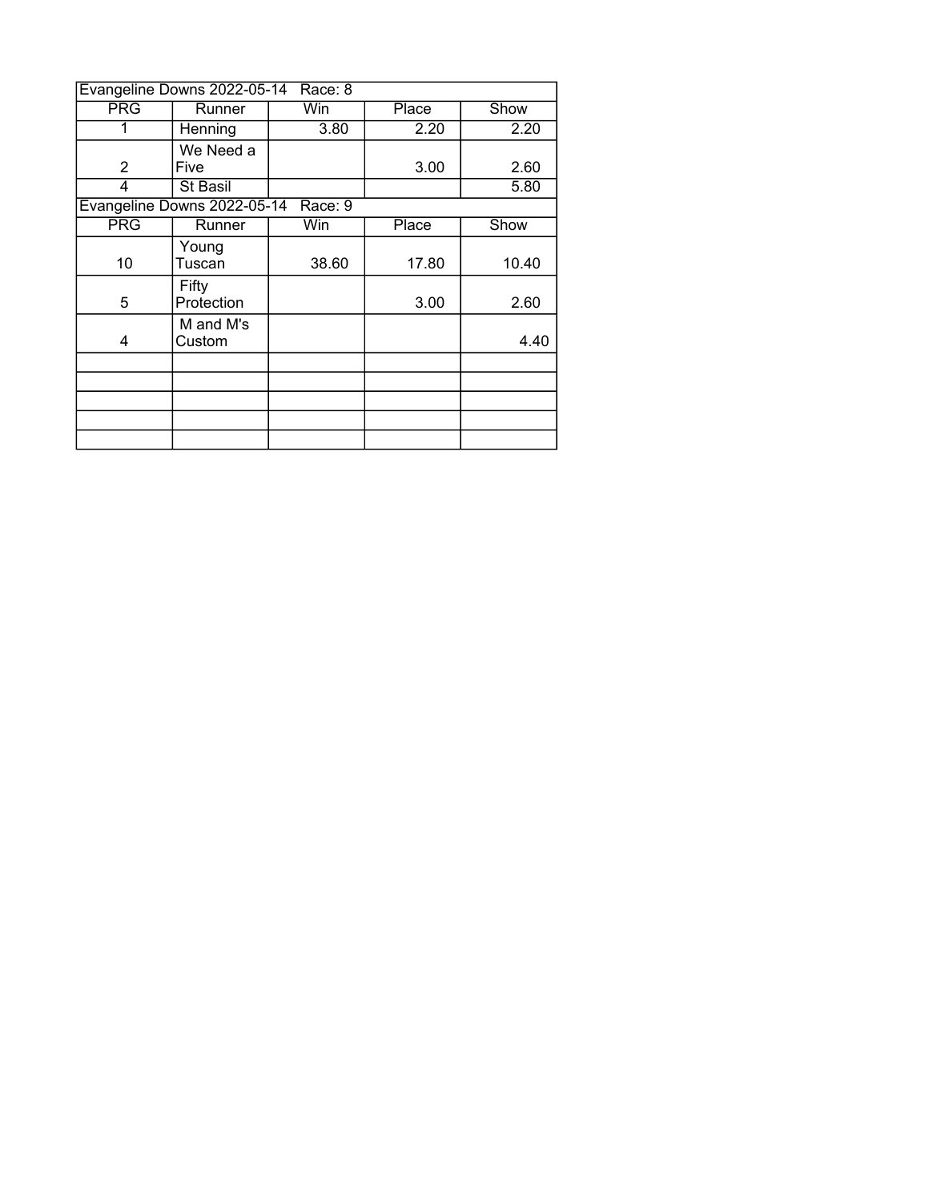| Evangeline Downs 2022-05-14 Race: 8 | | | | |
|---|---|---|---|---|
| PRG | Runner | Win | Place | Show |
| 1 | Henning | 3.80 | 2.20 | 2.20 |
| 2 | We Need a Five | | 3.00 | 2.60 |
| 4 | St Basil | | | 5.80 |
| **Evangeline Downs 2022-05-14 Race: 9** | | | | |
| PRG | Runner | Win | Place | Show |
| 10 | Young Tuscan | 38.60 | 17.80 | 10.40 |
| 5 | Fifty Protection | | 3.00 | 2.60 |
| 4 | M and M's Custom | | | 4.40 |
| | | | | |
| | | | | |
| | | | | |
| | | | | |
| | | | | |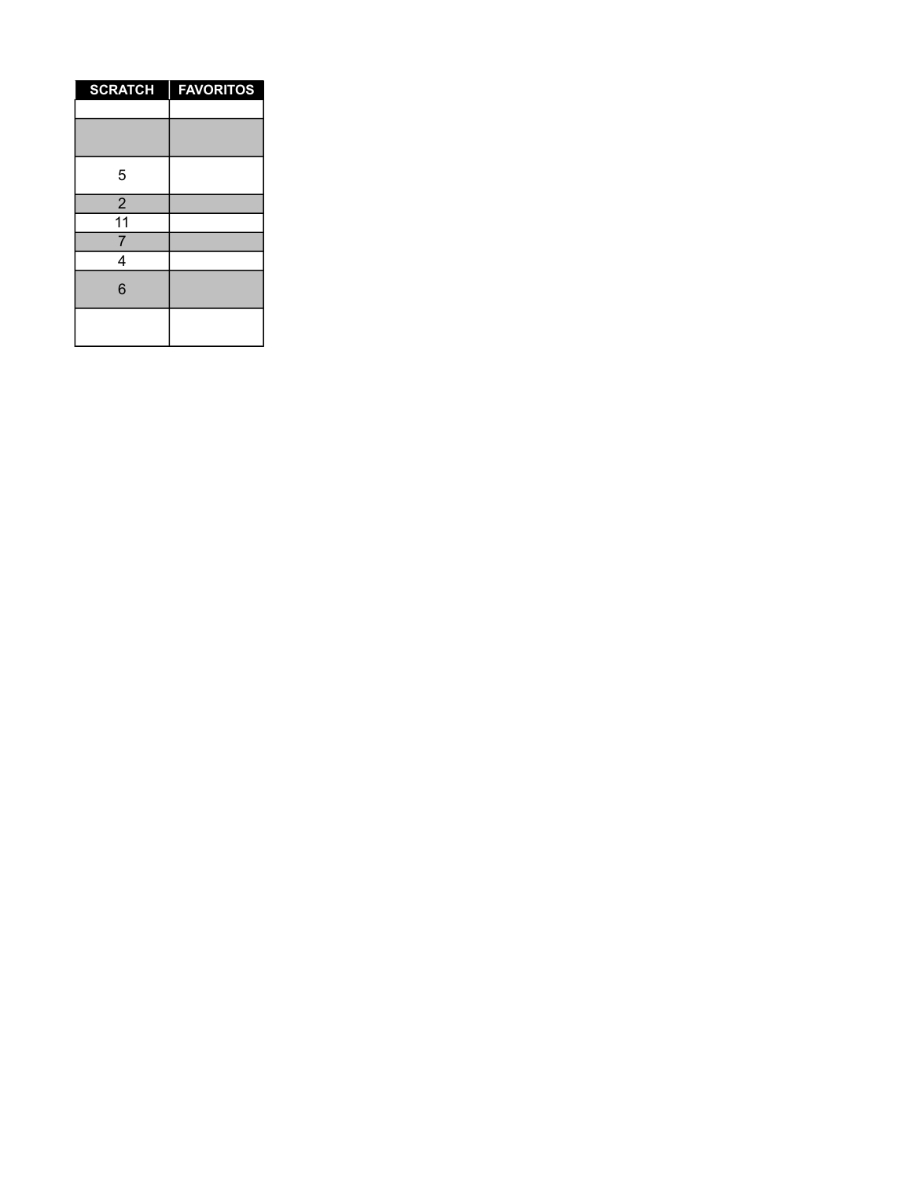| SCRATCH | FAVORITOS |
|---|---|
| | |
| | |
| 5 | |
| 2 | |
| 11 | |
| 7 | |
| 4 | |
| 6 | |
| | |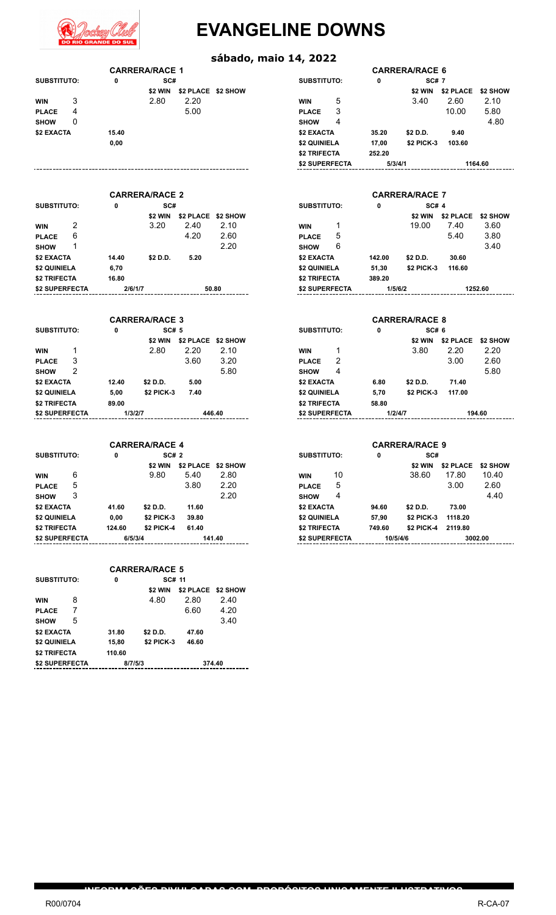# EVANGELINE DOWNS

## sábado, maio 14, 2022

### CARRERA/RACE 1

| SUBSTITUTO: | | 0 | SC# | | |
|---|---|---|---|---|---|
| | | | $2 WIN | $2 PLACE | $2 SHOW |
| WIN | 3 | | 2.80 | 2.20 | |
| PLACE | 4 | | | 5.00 | |
| SHOW | 0 | | | | |
| $2 EXACTA | | 15.40 | | | |
| | | 0,00 | | | |

### CARRERA/RACE 2

| SUBSTITUTO: | | 0 | SC# | | |
|---|---|---|---|---|---|
| | | | $2 WIN | $2 PLACE | $2 SHOW |
| WIN | 2 | | 3.20 | 2.40 | 2.10 |
| PLACE | 6 | | | 4.20 | 2.60 |
| SHOW | 1 | | | | 2.20 |
| $2 EXACTA | | 14.40 | $2 D.D. | 5.20 | |
| $2 QUINIELA | | 6,70 | | | |
| $2 TRIFECTA | | 16.80 | | | |
| $2 SUPERFECTA | | 2/6/1/7 | | 50.80 | |

### CARRERA/RACE 3

| SUBSTITUTO: | | 0 | SC# 5 | | |
|---|---|---|---|---|---|
| | | | $2 WIN | $2 PLACE | $2 SHOW |
| WIN | 1 | | 2.80 | 2.20 | 2.10 |
| PLACE | 3 | | | 3.60 | 3.20 |
| SHOW | 2 | | | | 5.80 |
| $2 EXACTA | | 12.40 | $2 D.D. | 5.00 | |
| $2 QUINIELA | | 5,00 | $2 PICK-3 | 7.40 | |
| $2 TRIFECTA | | 89.00 | | | |
| $2 SUPERFECTA | | 1/3/2/7 | | 446.40 | |

### CARRERA/RACE 4

| SUBSTITUTO: | | 0 | SC# 2 | | |
|---|---|---|---|---|---|
| | | | $2 WIN | $2 PLACE | $2 SHOW |
| WIN | 6 | | 9.80 | 5.40 | 2.80 |
| PLACE | 5 | | | 3.80 | 2.20 |
| SHOW | 3 | | | | 2.20 |
| $2 EXACTA | | 41.60 | $2 D.D. | 11.60 | |
| $2 QUINIELA | | 0,00 | $2 PICK-3 | 39.80 | |
| $2 TRIFECTA | | 124.60 | $2 PICK-4 | 61.40 | |
| $2 SUPERFECTA | | 6/5/3/4 | | 141.40 | |

### CARRERA/RACE 5

| SUBSTITUTO: | | 0 | SC# 11 | | |
|---|---|---|---|---|---|
| | | | $2 WIN | $2 PLACE | $2 SHOW |
| WIN | 8 | | 4.80 | 2.80 | 2.40 |
| PLACE | 7 | | | 6.60 | 4.20 |
| SHOW | 5 | | | | 3.40 |
| $2 EXACTA | | 31.80 | $2 D.D. | 47.60 | |
| $2 QUINIELA | | 15,80 | $2 PICK-3 | 46.60 | |
| $2 TRIFECTA | | 110.60 | | | |
| $2 SUPERFECTA | | 8/7/5/3 | | 374.40 | |

### CARRERA/RACE 6

| SUBSTITUTO: | | 0 | SC# 7 | | |
|---|---|---|---|---|---|
| | | | $2 WIN | $2 PLACE | $2 SHOW |
| WIN | 5 | | 3.40 | 2.60 | 2.10 |
| PLACE | 3 | | | 10.00 | 5.80 |
| SHOW | 4 | | | | 4.80 |
| $2 EXACTA | | 35.20 | $2 D.D. | 9.40 | |
| $2 QUINIELA | | 17,00 | $2 PICK-3 | 103.60 | |
| $2 TRIFECTA | | 252.20 | | | |
| $2 SUPERFECTA | | 5/3/4/1 | | 1164.60 | |

### CARRERA/RACE 7

| SUBSTITUTO: | | 0 | SC# 4 | | |
|---|---|---|---|---|---|
| | | | $2 WIN | $2 PLACE | $2 SHOW |
| WIN | 1 | | 19.00 | 7.40 | 3.60 |
| PLACE | 5 | | | 5.40 | 3.80 |
| SHOW | 6 | | | | 3.40 |
| $2 EXACTA | | 142.00 | $2 D.D. | 30.60 | |
| $2 QUINIELA | | 51,30 | $2 PICK-3 | 116.60 | |
| $2 TRIFECTA | | 389.20 | | | |
| $2 SUPERFECTA | | 1/5/6/2 | | 1252.60 | |

### CARRERA/RACE 8

| SUBSTITUTO: | | 0 | SC# 6 | | |
|---|---|---|---|---|---|
| | | | $2 WIN | $2 PLACE | $2 SHOW |
| WIN | 1 | | 3.80 | 2.20 | 2.20 |
| PLACE | 2 | | | 3.00 | 2.60 |
| SHOW | 4 | | | | 5.80 |
| $2 EXACTA | | 6.80 | $2 D.D. | 71.40 | |
| $2 QUINIELA | | 5,70 | $2 PICK-3 | 117.00 | |
| $2 TRIFECTA | | 58.80 | | | |
| $2 SUPERFECTA | | 1/2/4/7 | | 194.60 | |

### CARRERA/RACE 9

| SUBSTITUTO: | | 0 | SC# | | |
|---|---|---|---|---|---|
| | | | $2 WIN | $2 PLACE | $2 SHOW |
| WIN | 10 | | 38.60 | 17.80 | 10.40 |
| PLACE | 5 | | | 3.00 | 2.60 |
| SHOW | 4 | | | | 4.40 |
| $2 EXACTA | | 94.60 | $2 D.D. | 73.00 | |
| $2 QUINIELA | | 57,90 | $2 PICK-3 | 1118.20 | |
| $2 TRIFECTA | | 749.60 | $2 PICK-4 | 2119.80 | |
| $2 SUPERFECTA | | 10/5/4/6 | | 3002.00 | |

INFORMAÇÕES DIVULGADAS COM PROPÓSITOS UNICAMENTE ILUSTRATIVOS

R00/0704 R-CA-07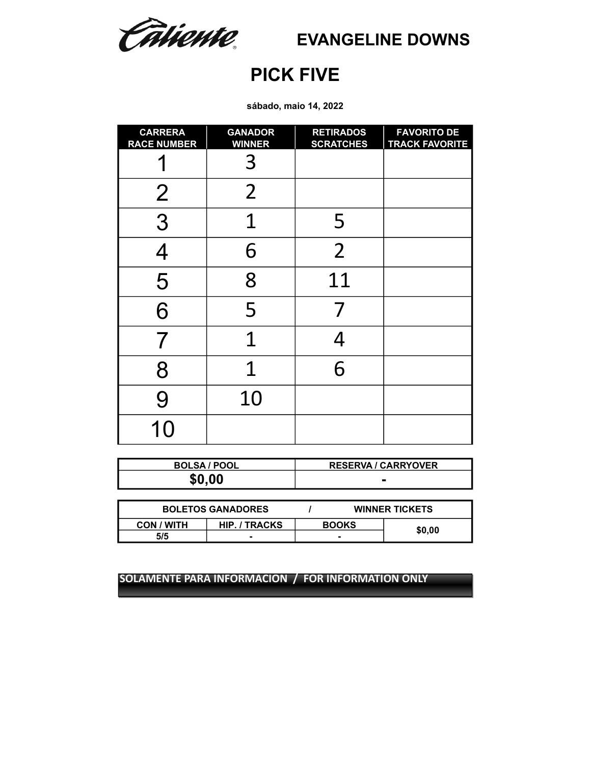Caliente

# EVANGELINE DOWNS

## PICK FIVE

**sábado, maio 14, 2022**

| CARRERA RACE NUMBER | GANADOR WINNER | RETIRADOS SCRATCHES | FAVORITO DE TRACK FAVORITE |
|---|---|---|---|
| 1 | 3 | | |
| 2 | 2 | | |
| 3 | 1 | 5 | |
| 4 | 6 | 2 | |
| 5 | 8 | 11 | |
| 6 | 5 | 7 | |
| 7 | 1 | 4 | |
| 8 | 1 | 6 | |
| 9 | 10 | | |
| 10 | | | |

| BOLSA / POOL | RESERVA / CARRYOVER |
|---|---|
| **$0,00** | **-** |

| BOLETOS GANADORES / WINNER TICKETS | | | |
|---|---|---|---|
| CON / WITH | HIP. / TRACKS | BOOKS | $0,00 |
| 5/5 | - | - | |

**SOLAMENTE PARA INFORMACION / FOR INFORMATION ONLY**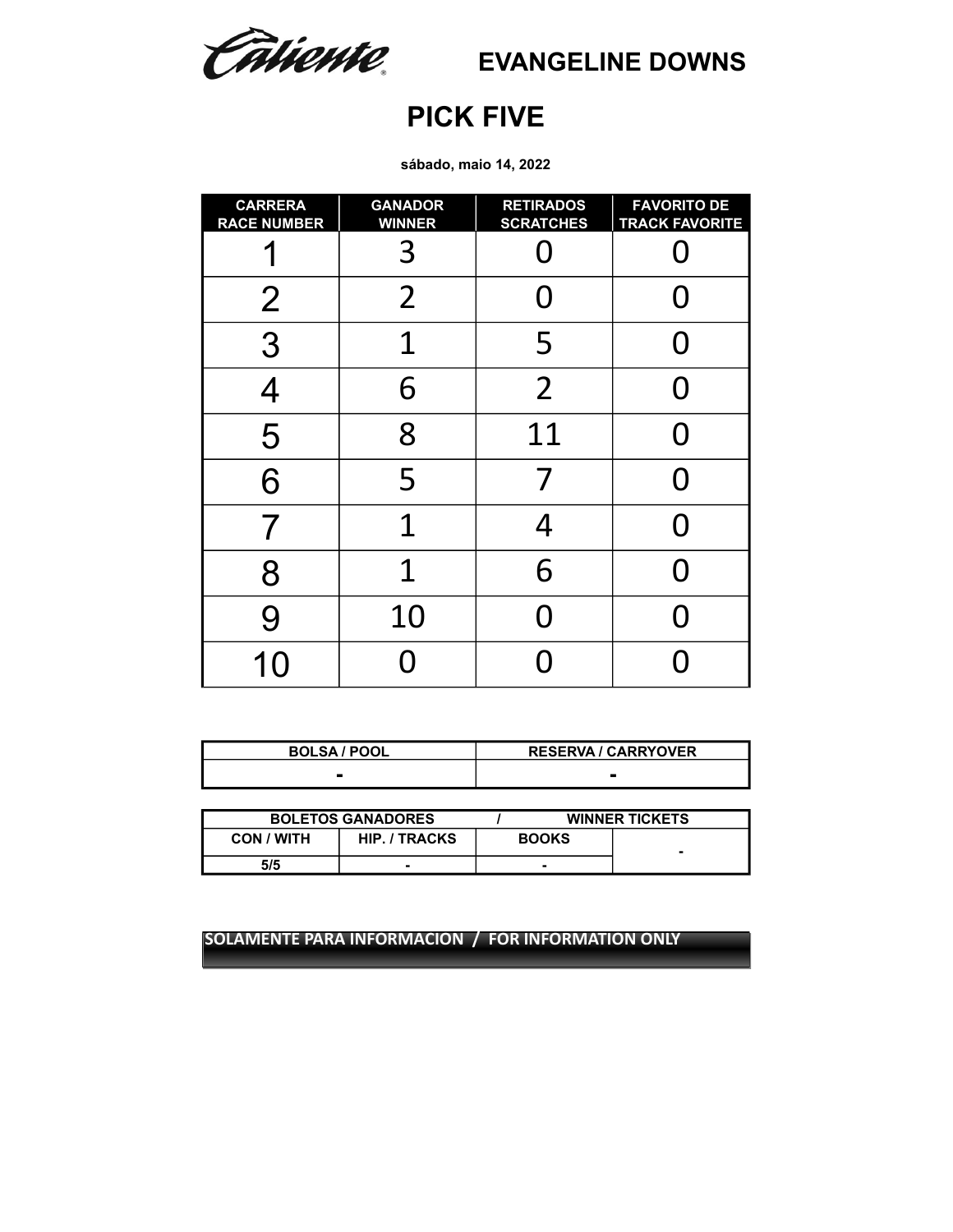Caliente

# EVANGELINE DOWNS

## PICK FIVE

**sábado, maio 14, 2022**

| CARRERA RACE NUMBER | GANADOR WINNER | RETIRADOS SCRATCHES | FAVORITO DE TRACK FAVORITE |
|---|---|---|---|
| 1 | 3 | 0 | 0 |
| 2 | 2 | 0 | 0 |
| 3 | 1 | 5 | 0 |
| 4 | 6 | 2 | 0 |
| 5 | 8 | 11 | 0 |
| 6 | 5 | 7 | 0 |
| 7 | 1 | 4 | 0 |
| 8 | 1 | 6 | 0 |
| 9 | 10 | 0 | 0 |
| 10 | 0 | 0 | 0 |

| BOLSA / POOL | RESERVA / CARRYOVER |
|---|---|
| - | - |

| BOLETOS GANADORES / WINNER TICKETS | | | |
|---|---|---|---|
| CON / WITH | HIP. / TRACKS | BOOKS | - |
| 5/5 | - | - | |

**SOLAMENTE PARA INFORMACION / FOR INFORMATION ONLY**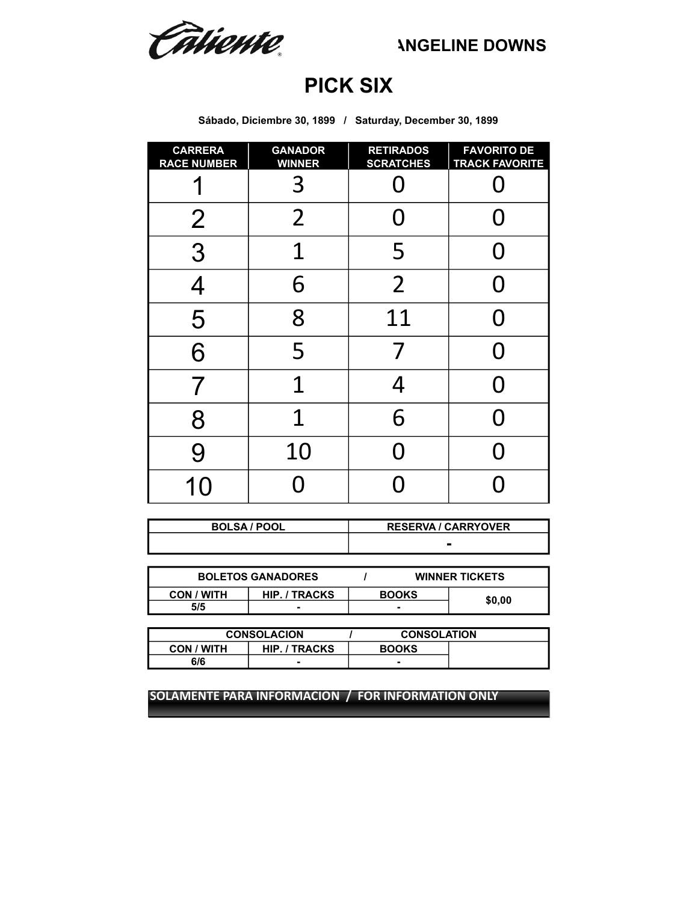Caliente

**ANGELINE DOWNS**

# PICK SIX

**Sábado, Diciembre 30, 1899 / Saturday, December 30, 1899**

| CARRERA RACE NUMBER | GANADOR WINNER | RETIRADOS SCRATCHES | FAVORITO DE TRACK FAVORITE |
|---|---|---|---|
| 1 | 3 | 0 | 0 |
| 2 | 2 | 0 | 0 |
| 3 | 1 | 5 | 0 |
| 4 | 6 | 2 | 0 |
| 5 | 8 | 11 | 0 |
| 6 | 5 | 7 | 0 |
| 7 | 1 | 4 | 0 |
| 8 | 1 | 6 | 0 |
| 9 | 10 | 0 | 0 |
| 10 | 0 | 0 | 0 |

| BOLSA / POOL | RESERVA / CARRYOVER |
|---|---|
| | - |

| BOLETOS GANADORES / WINNER TICKETS | | | |
|---|---|---|---|
| CON / WITH | HIP. / TRACKS | BOOKS | $0,00 |
| 5/5 | - | - | |

| CONSOLACION / CONSOLATION | | | |
|---|---|---|---|
| CON / WITH | HIP. / TRACKS | BOOKS | |
| 6/6 | - | - | |

**SOLAMENTE PARA INFORMACION / FOR INFORMATION ONLY**